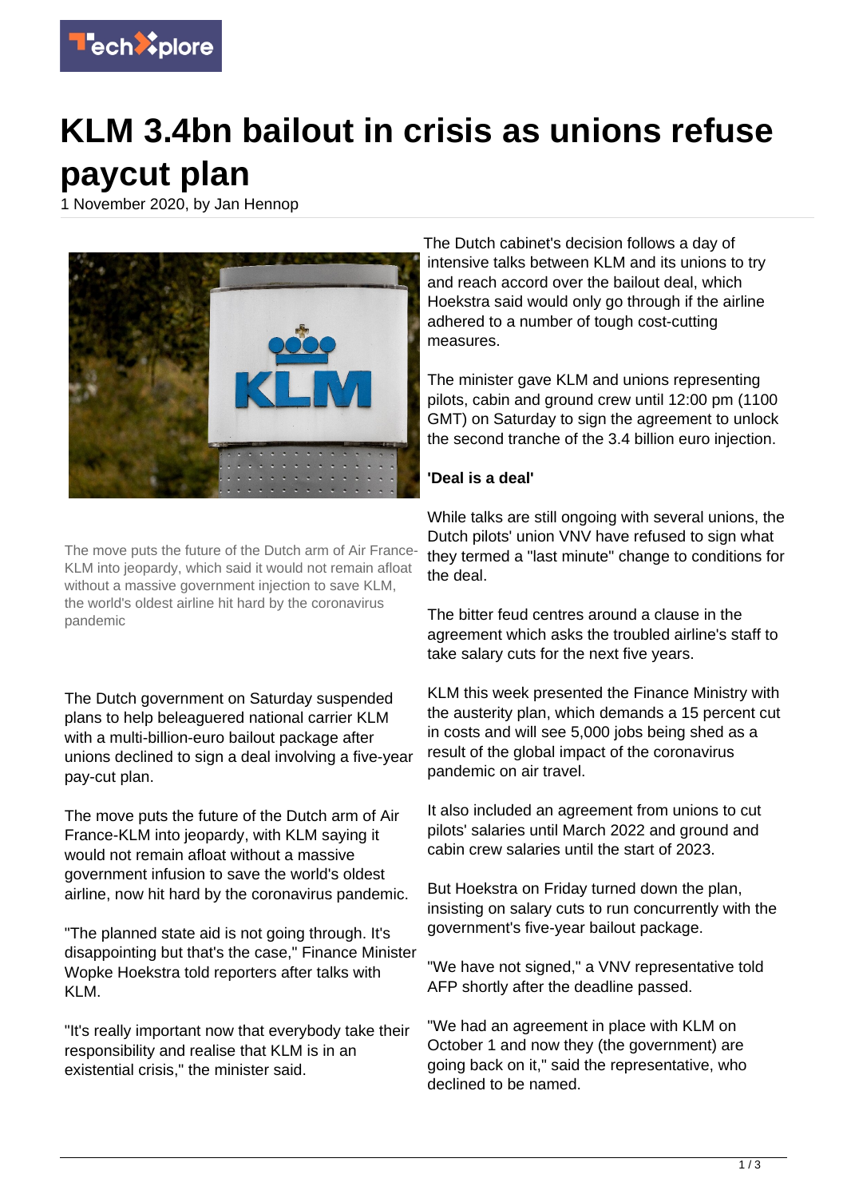# KLM 3.4bn bailout in crisis as unions refuse paycut plan

1 November 2020, by Jan Hennop

The move puts the future of the Dutch arm of Air France-KLM into jeopardy, which said it would not remain afloat without a massive government injection to save KLM, the world's oldest airline hit hard by the coronavirus pandemic

The Dutch government on Saturday suspended plans to help beleaguered national carrier KLM with a multi-billion-euro bailout package after unions declined to sign a deal involving a five-year pay-cut plan.

The move puts the future of the Dutch arm of Air France-KLM into jeopardy, with KLM saying it would not remain afloat without a massive government infusion to save the world's oldest airline, now hit hard by the coronavirus pandemic.

"The planned state aid is not going through. It's disappointing but that's the case," Finance Minister Wopke Hoekstra told reporters after talks with KLM.

"It's really important now that everybody take their responsibility and realise that KLM is in an existential crisis," the minister said.

The Dutch cabinet's decision follows a day of intensive talks between KLM and its unions to try and reach accord over the bailout deal, which Hoekstra said would only go through if the airline adhered to a number of tough cost-cutting measures.

The minister gave KLM and unions representing pilots, cabin and ground crew until 12:00 pm (1100 GMT) on Saturday to sign the agreement to unlock the second tranche of the 3.4 billion euro injection.

**'Deal is a deal'**

While talks are still ongoing with several unions, the Dutch pilots' union VNV have refused to sign what they termed a "last minute" change to conditions for the deal.

The bitter feud centres around a clause in the agreement which asks the troubled airline's staff to take salary cuts for the next five years.

KLM this week presented the Finance Ministry with the austerity plan, which demands a 15 percent cut in costs and will see 5,000 jobs being shed as a result of the global impact of the coronavirus pandemic on air travel.

It also included an agreement from unions to cut pilots' salaries until March 2022 and ground and cabin crew salaries until the start of 2023.

But Hoekstra on Friday turned down the plan, insisting on salary cuts to run concurrently with the government's five-year bailout package.

"We have not signed," a VNV representative told AFP shortly after the deadline passed.

"We had an agreement in place with KLM on October 1 and now they (the government) are going back on it," said the representative, who declined to be named.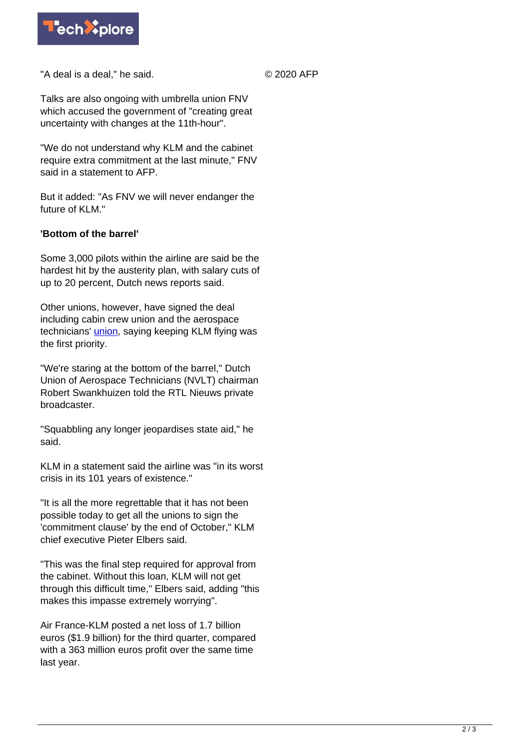"A deal is a deal," he said.

Talks are also ongoing with umbrella union FNV which accused the government of "creating great uncertainty with changes at the 11th-hour".

"We do not understand why KLM and the cabinet require extra commitment at the last minute," FNV said in a statement to AFP.

But it added: "As FNV we will never endanger the future of KLM."

**'Bottom of the barrel'**

Some 3,000 pilots within the airline are said be the hardest hit by the austerity plan, with salary cuts of up to 20 percent, Dutch news reports said.

Other unions, however, have signed the deal including cabin crew union and the aerospace technicians' union, saying keeping KLM flying was the first priority.

"We're staring at the bottom of the barrel," Dutch Union of Aerospace Technicians (NVLT) chairman Robert Swankhuizen told the RTL Nieuws private broadcaster.

"Squabbling any longer jeopardises state aid," he said.

KLM in a statement said the airline was "in its worst crisis in its 101 years of existence."

"It is all the more regrettable that it has not been possible today to get all the unions to sign the 'commitment clause' by the end of October," KLM chief executive Pieter Elbers said.

"This was the final step required for approval from the cabinet. Without this loan, KLM will not get through this difficult time," Elbers said, adding "this makes this impasse extremely worrying".

Air France-KLM posted a net loss of 1.7 billion euros ($1.9 billion) for the third quarter, compared with a 363 million euros profit over the same time last year.

© 2020 AFP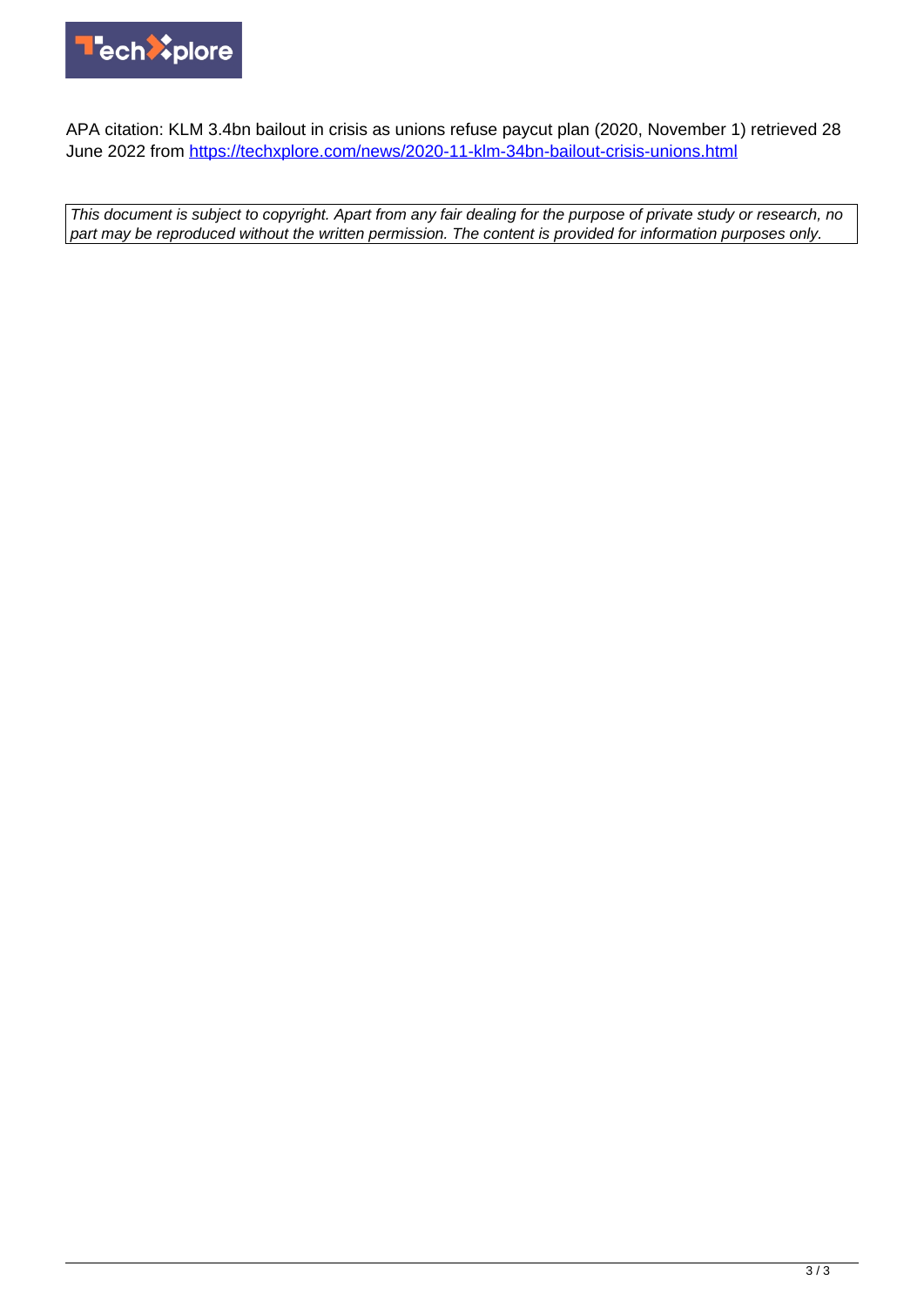APA citation: KLM 3.4bn bailout in crisis as unions refuse paycut plan (2020, November 1) retrieved 28 June 2022 from https://techxplore.com/news/2020-11-klm-34bn-bailout-crisis-unions.html

*This document is subject to copyright. Apart from any fair dealing for the purpose of private study or research, no part may be reproduced without the written permission. The content is provided for information purposes only.*